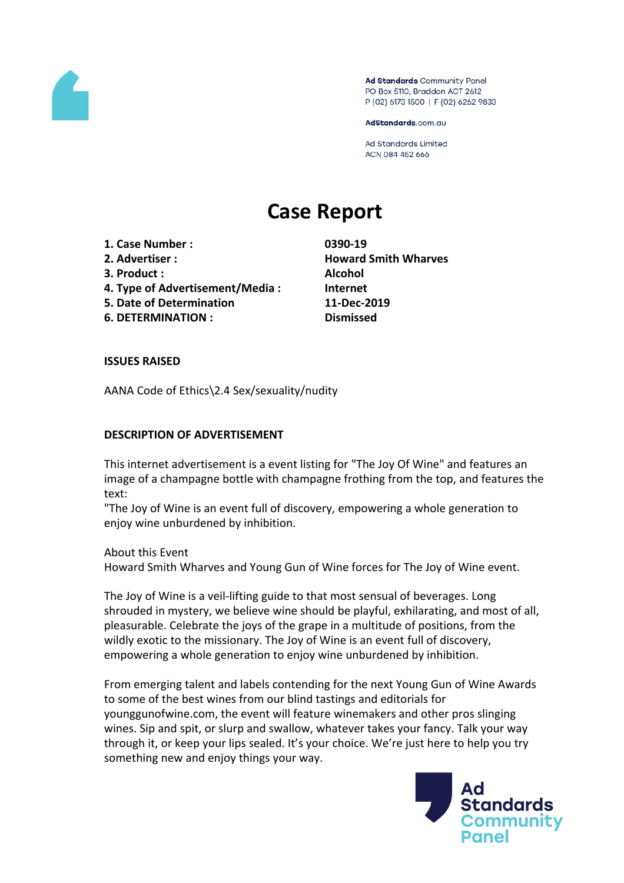Ad Standards Community Panel
PO Box 5110, Braddon ACT 2612
P (02) 6173 1500 | F (02) 6262 9833

AdStandards.com.au

Ad Standards Limited
ACN 084 452 666

# Case Report

| | |
|---|---|
| **1. Case Number :** | **0390-19** |
| **2. Advertiser :** | **Howard Smith Wharves** |
| **3. Product :** | **Alcohol** |
| **4. Type of Advertisement/Media :** | **Internet** |
| **5. Date of Determination** | **11-Dec-2019** |
| **6. DETERMINATION :** | **Dismissed** |

**ISSUES RAISED**

AANA Code of Ethics\2.4 Sex/sexuality/nudity

**DESCRIPTION OF ADVERTISEMENT**

This internet advertisement is a event listing for "The Joy Of Wine" and features an image of a champagne bottle with champagne frothing from the top, and features the text:
"The Joy of Wine is an event full of discovery, empowering a whole generation to enjoy wine unburdened by inhibition.

About this Event
Howard Smith Wharves and Young Gun of Wine forces for The Joy of Wine event.

The Joy of Wine is a veil-lifting guide to that most sensual of beverages. Long shrouded in mystery, we believe wine should be playful, exhilarating, and most of all, pleasurable. Celebrate the joys of the grape in a multitude of positions, from the wildly exotic to the missionary. The Joy of Wine is an event full of discovery, empowering a whole generation to enjoy wine unburdened by inhibition.

From emerging talent and labels contending for the next Young Gun of Wine Awards to some of the best wines from our blind tastings and editorials for younggunofwine.com, the event will feature winemakers and other pros slinging wines. Sip and spit, or slurp and swallow, whatever takes your fancy. Talk your way through it, or keep your lips sealed. It's your choice. We're just here to help you try something new and enjoy things your way.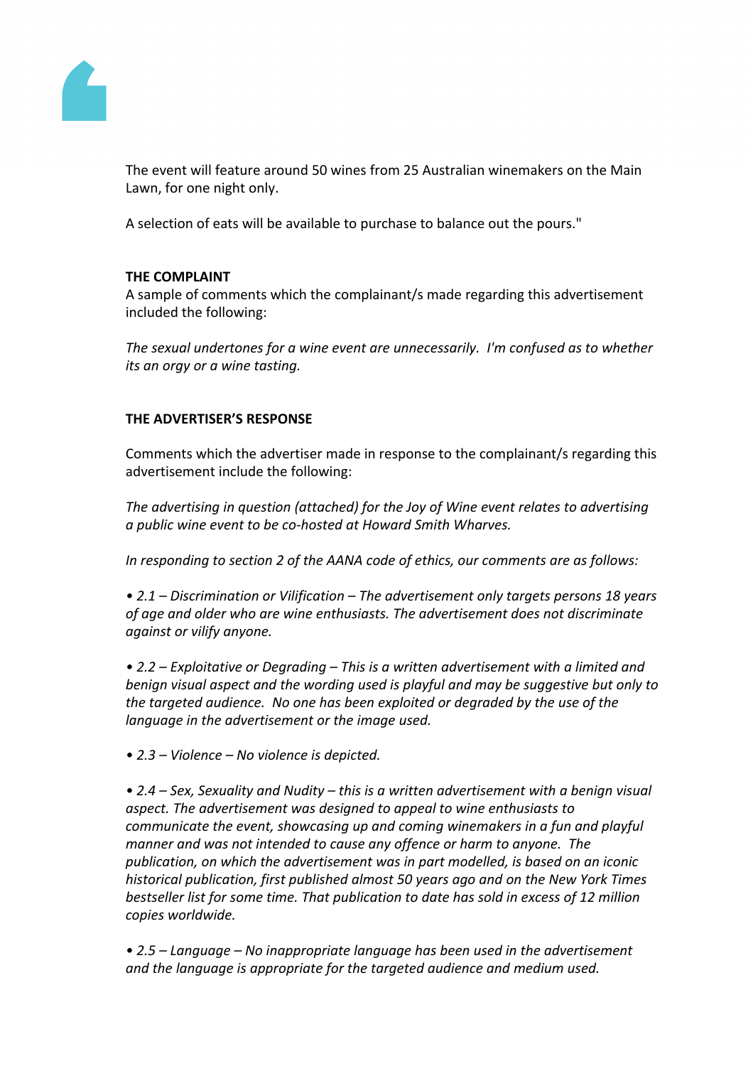The event will feature around 50 wines from 25 Australian winemakers on the Main Lawn, for one night only.

A selection of eats will be available to purchase to balance out the pours."

**THE COMPLAINT**

A sample of comments which the complainant/s made regarding this advertisement included the following:

*The sexual undertones for a wine event are unnecessarily. I'm confused as to whether its an orgy or a wine tasting.*

**THE ADVERTISER'S RESPONSE**

Comments which the advertiser made in response to the complainant/s regarding this advertisement include the following:

*The advertising in question (attached) for the Joy of Wine event relates to advertising a public wine event to be co-hosted at Howard Smith Wharves.*

*In responding to section 2 of the AANA code of ethics, our comments are as follows:*

*• 2.1 – Discrimination or Vilification – The advertisement only targets persons 18 years of age and older who are wine enthusiasts. The advertisement does not discriminate against or vilify anyone.*

*• 2.2 – Exploitative or Degrading – This is a written advertisement with a limited and benign visual aspect and the wording used is playful and may be suggestive but only to the targeted audience. No one has been exploited or degraded by the use of the language in the advertisement or the image used.*

*• 2.3 – Violence – No violence is depicted.*

*• 2.4 – Sex, Sexuality and Nudity – this is a written advertisement with a benign visual aspect. The advertisement was designed to appeal to wine enthusiasts to communicate the event, showcasing up and coming winemakers in a fun and playful manner and was not intended to cause any offence or harm to anyone. The publication, on which the advertisement was in part modelled, is based on an iconic historical publication, first published almost 50 years ago and on the New York Times bestseller list for some time. That publication to date has sold in excess of 12 million copies worldwide.*

*• 2.5 – Language – No inappropriate language has been used in the advertisement and the language is appropriate for the targeted audience and medium used.*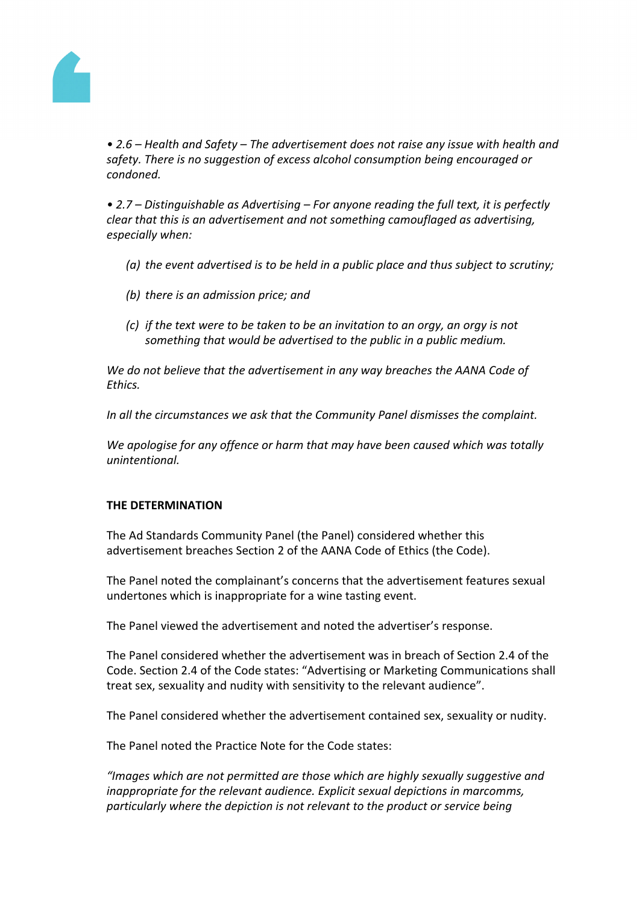*• 2.6 – Health and Safety – The advertisement does not raise any issue with health and safety. There is no suggestion of excess alcohol consumption being encouraged or condoned.*

*• 2.7 – Distinguishable as Advertising – For anyone reading the full text, it is perfectly clear that this is an advertisement and not something camouflaged as advertising, especially when:*

*(a) the event advertised is to be held in a public place and thus subject to scrutiny;*

*(b) there is an admission price; and*

*(c) if the text were to be taken to be an invitation to an orgy, an orgy is not something that would be advertised to the public in a public medium.*

*We do not believe that the advertisement in any way breaches the AANA Code of Ethics.*

*In all the circumstances we ask that the Community Panel dismisses the complaint.*

*We apologise for any offence or harm that may have been caused which was totally unintentional.*

**THE DETERMINATION**

The Ad Standards Community Panel (the Panel) considered whether this advertisement breaches Section 2 of the AANA Code of Ethics (the Code).

The Panel noted the complainant's concerns that the advertisement features sexual undertones which is inappropriate for a wine tasting event.

The Panel viewed the advertisement and noted the advertiser's response.

The Panel considered whether the advertisement was in breach of Section 2.4 of the Code. Section 2.4 of the Code states: "Advertising or Marketing Communications shall treat sex, sexuality and nudity with sensitivity to the relevant audience".

The Panel considered whether the advertisement contained sex, sexuality or nudity.

The Panel noted the Practice Note for the Code states:

*"Images which are not permitted are those which are highly sexually suggestive and inappropriate for the relevant audience. Explicit sexual depictions in marcomms, particularly where the depiction is not relevant to the product or service being*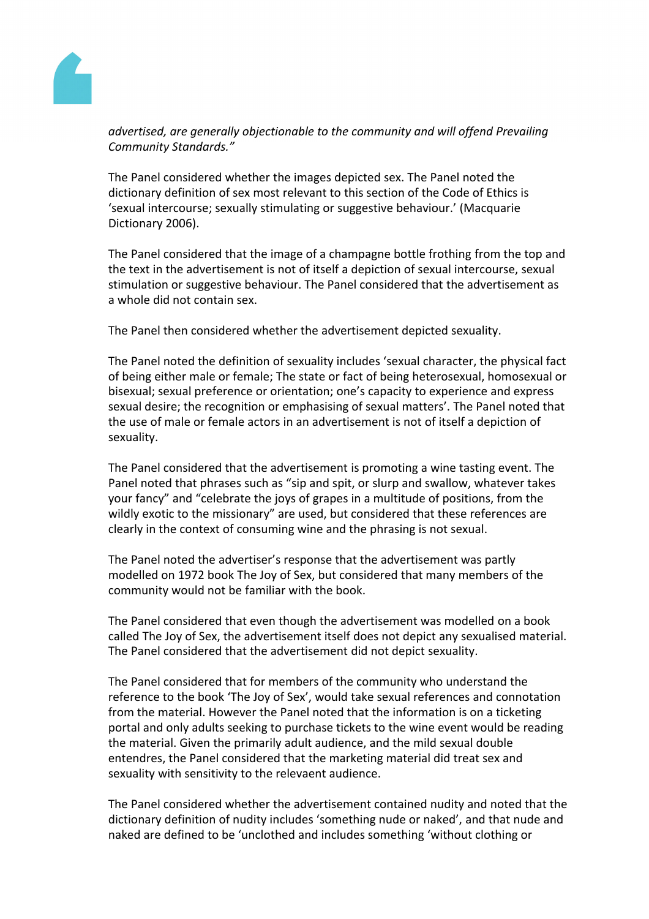*advertised, are generally objectionable to the community and will offend Prevailing Community Standards."*

The Panel considered whether the images depicted sex. The Panel noted the dictionary definition of sex most relevant to this section of the Code of Ethics is 'sexual intercourse; sexually stimulating or suggestive behaviour.' (Macquarie Dictionary 2006).

The Panel considered that the image of a champagne bottle frothing from the top and the text in the advertisement is not of itself a depiction of sexual intercourse, sexual stimulation or suggestive behaviour. The Panel considered that the advertisement as a whole did not contain sex.

The Panel then considered whether the advertisement depicted sexuality.

The Panel noted the definition of sexuality includes 'sexual character, the physical fact of being either male or female; The state or fact of being heterosexual, homosexual or bisexual; sexual preference or orientation; one's capacity to experience and express sexual desire; the recognition or emphasising of sexual matters'. The Panel noted that the use of male or female actors in an advertisement is not of itself a depiction of sexuality.

The Panel considered that the advertisement is promoting a wine tasting event. The Panel noted that phrases such as "sip and spit, or slurp and swallow, whatever takes your fancy" and "celebrate the joys of grapes in a multitude of positions, from the wildly exotic to the missionary" are used, but considered that these references are clearly in the context of consuming wine and the phrasing is not sexual.

The Panel noted the advertiser's response that the advertisement was partly modelled on 1972 book The Joy of Sex, but considered that many members of the community would not be familiar with the book.

The Panel considered that even though the advertisement was modelled on a book called The Joy of Sex, the advertisement itself does not depict any sexualised material. The Panel considered that the advertisement did not depict sexuality.

The Panel considered that for members of the community who understand the reference to the book 'The Joy of Sex', would take sexual references and connotation from the material. However the Panel noted that the information is on a ticketing portal and only adults seeking to purchase tickets to the wine event would be reading the material. Given the primarily adult audience, and the mild sexual double entendres, the Panel considered that the marketing material did treat sex and sexuality with sensitivity to the relevaent audience.

The Panel considered whether the advertisement contained nudity and noted that the dictionary definition of nudity includes 'something nude or naked', and that nude and naked are defined to be 'unclothed and includes something 'without clothing or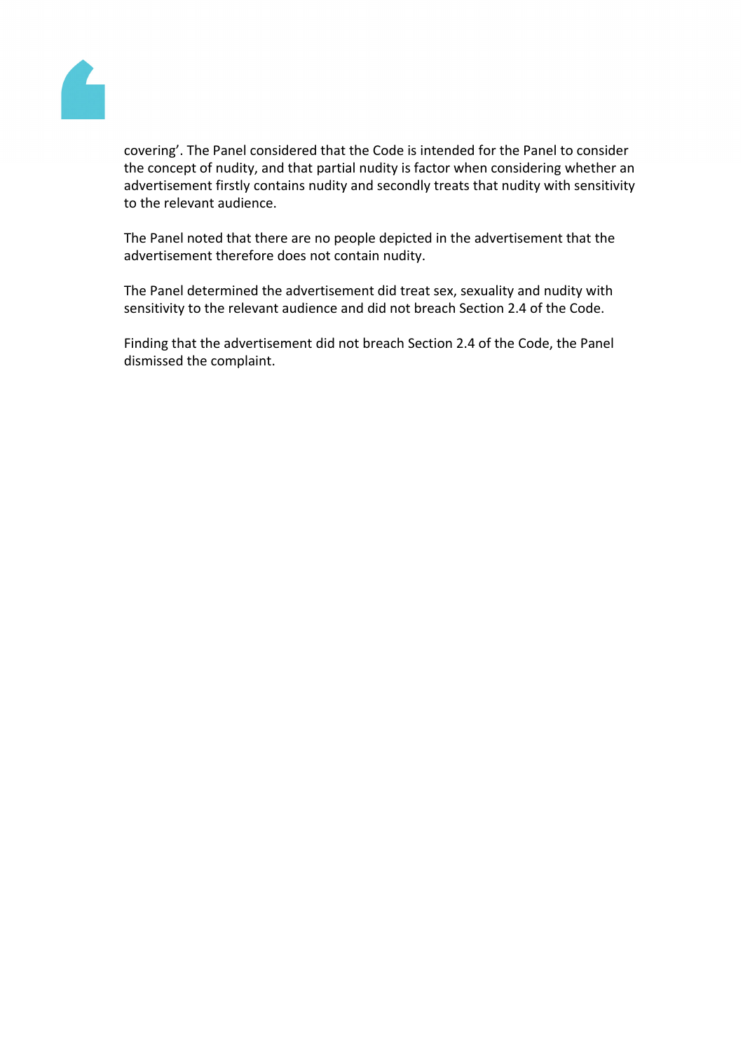covering'. The Panel considered that the Code is intended for the Panel to consider the concept of nudity, and that partial nudity is factor when considering whether an advertisement firstly contains nudity and secondly treats that nudity with sensitivity to the relevant audience.

The Panel noted that there are no people depicted in the advertisement that the advertisement therefore does not contain nudity.

The Panel determined the advertisement did treat sex, sexuality and nudity with sensitivity to the relevant audience and did not breach Section 2.4 of the Code.

Finding that the advertisement did not breach Section 2.4 of the Code, the Panel dismissed the complaint.